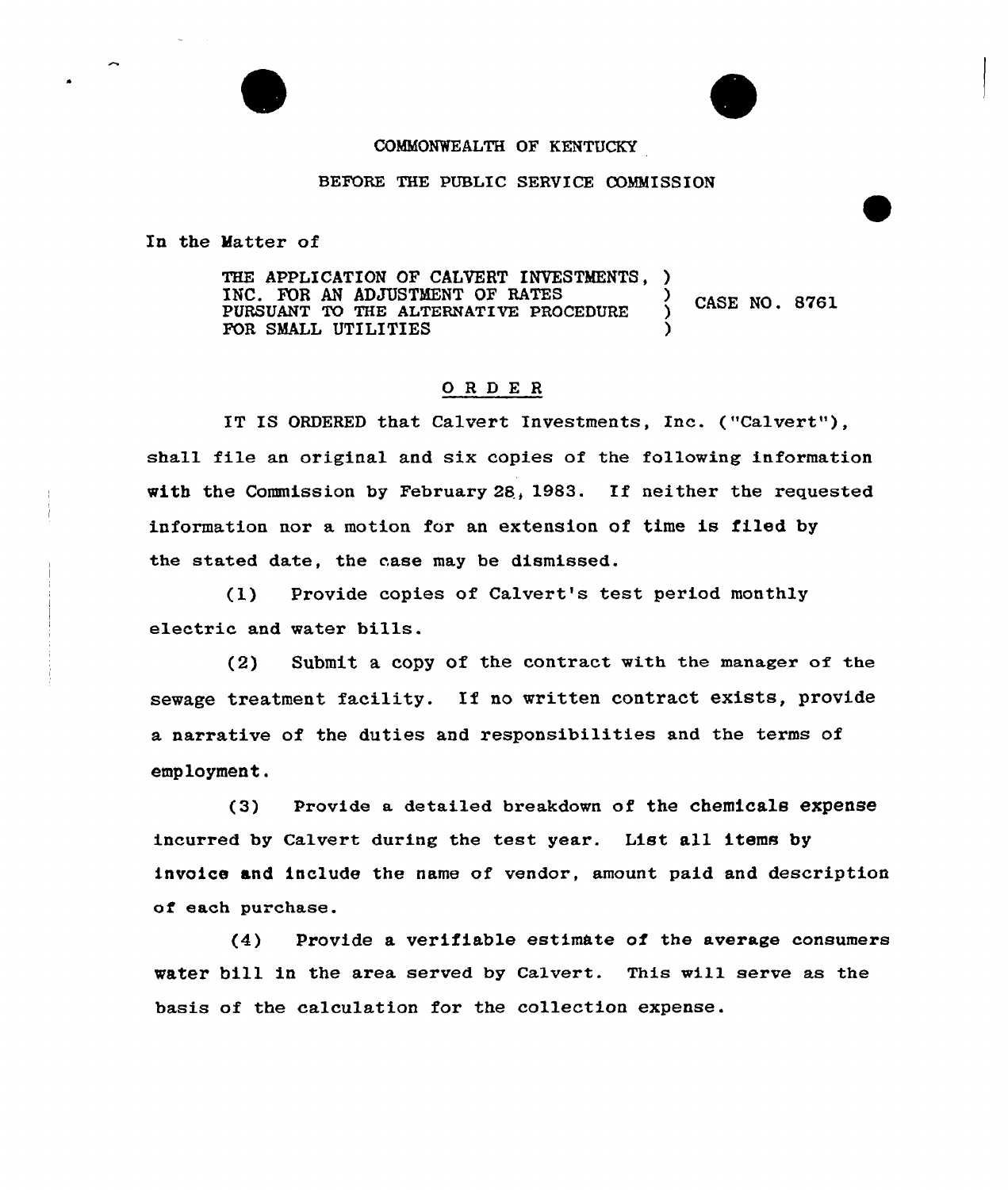COMMONWEALTH OF KENTUCKY

BEFORE THE PUBLIC SERVICE COMMISSION

In the Matter of

| | | |
|---|---|---|
| THE APPLICATION OF CALVERT INVESTMENTS, INC. FOR AN ADJUSTMENT OF RATES PURSUANT TO THE ALTERNATIVE PROCEDURE FOR SMALL UTILITIES | ) ) ) ) | CASE NO. 8761 |

## O R D E R

IT IS ORDERED that Calvert Investments, Inc. ("Calvert"), shall file an original and six copies of the following information with the Commission by February 28, 1983. If neither the requested information nor a motion for an extension of time is filed by the stated date, the case may be dismissed.

(1) Provide copies of Calvert's test period monthly electric and water bills.

(2) Submit a copy of the contract with the manager of the sewage treatment facility. If no written contract exists, provide a narrative of the duties and responsibilities and the terms of employment.

(3) Provide a detailed breakdown of the chemicals expense incurred by Calvert during the test year. List all items by invoice and include the name of vendor, amount paid and description of each purchase.

(4) Provide a verifiable estimate of the average consumers water bill in the area served by Calvert. This will serve as the basis of the calculation for the collection expense.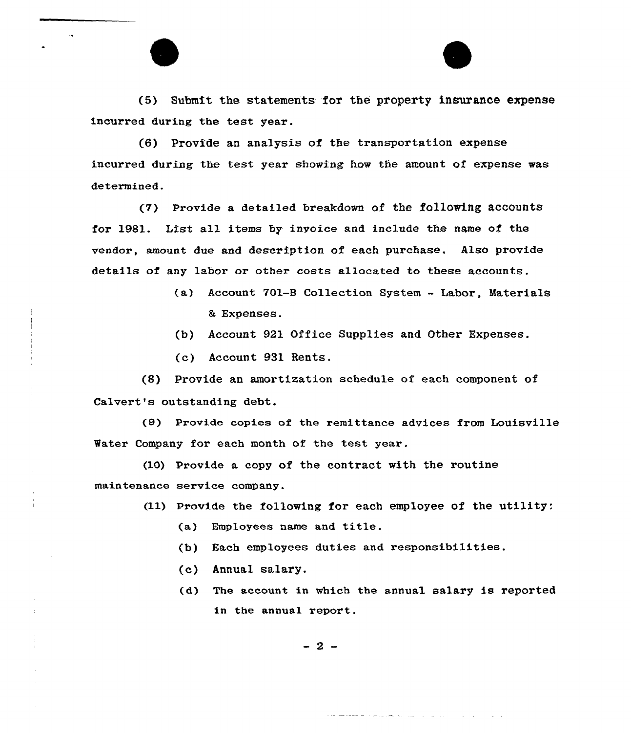(5) Submit the statements for the property insurance expense incurred during the test year.

(6) Provide an analysis of the transportation expense incurred during the test year showing how the amount of expense was determined.

(7) Provide a detailed breakdown of the following accounts for 1981. List all items by invoice and include the name of the vendor, amount due and description of each purchase. Also provide details of any labor or other costs allocated to these accounts.

- (a) Account 701-B Collection System - Labor, Materials & Expenses.
- (b) Account 921 Office Supplies and Other Expenses.
- (c) Account 931 Rents.

(8) Provide an amortization schedule of each component of Calvert's outstanding debt.

(9) Provide copies of the remittance advices from Louisville Water Company for each month of the test year.

(10) Provide a copy of the contract with the routine maintenance service company.

(11) Provide the following for each employee of the utility:

- (a) Employees name and title.
- (b) Each employees duties and responsibilities.
- (c) Annual salary.
- (d) The account in which the annual salary is reported in the annual report.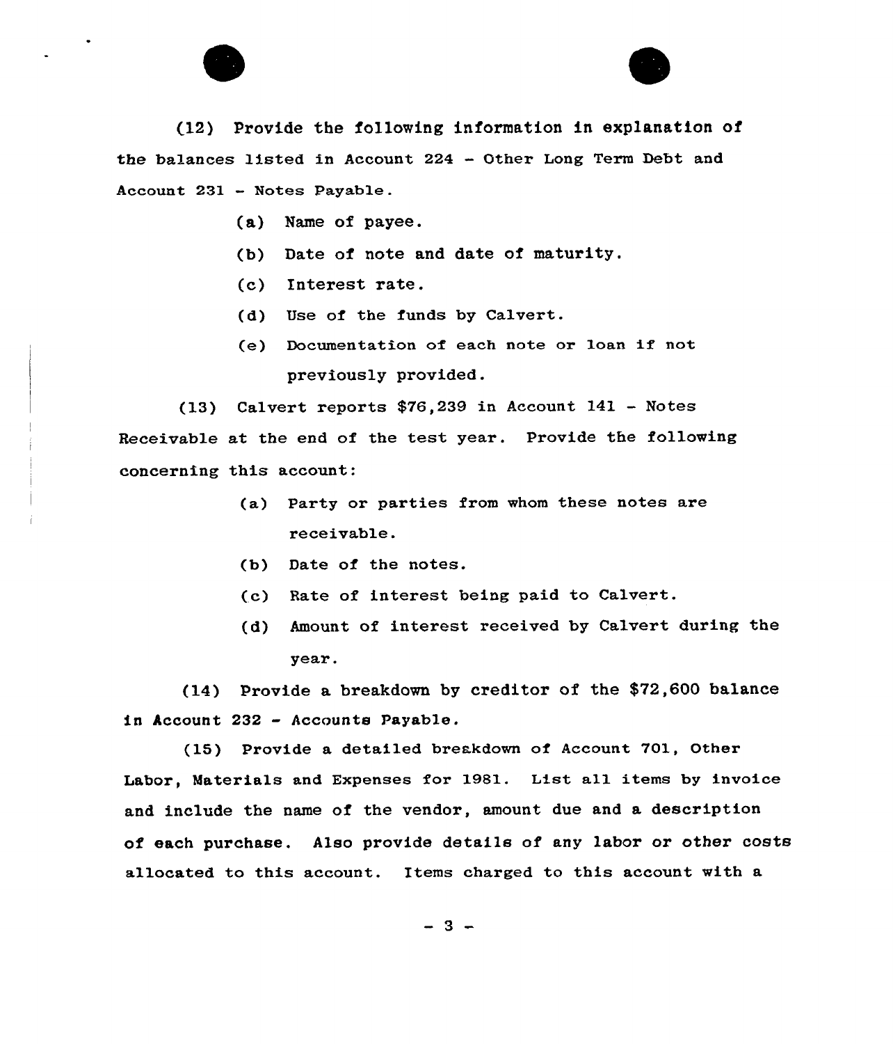(12) Provide the following information in explanation of the balances listed in Account 224 - Other Long Term Debt and Account 231 - Notes Payable.

(a) Name of payee.

(b) Date of note and date of maturity.

(c) Interest rate.

(d) Use of the funds by Calvert.

(e) Documentation of each note or loan if not previously provided.

(13) Calvert reports $76,239 in Account 141 - Notes Receivable at the end of the test year. Provide the following concerning this account:

(a) Party or parties from whom these notes are receivable.

(b) Date of the notes.

(c) Rate of interest being paid to Calvert.

(d) Amount of interest received by Calvert during the year.

(14) Provide a breakdown by creditor of the $72,600 balance in Account 232 - Accounts Payable.

(15) Provide a detailed breakdown of Account 701, Other Labor, Materials and Expenses for 1981. List all items by invoice and include the name of the vendor, amount due and a description of each purchase. Also provide details of any labor or other costs allocated to this account. Items charged to this account with a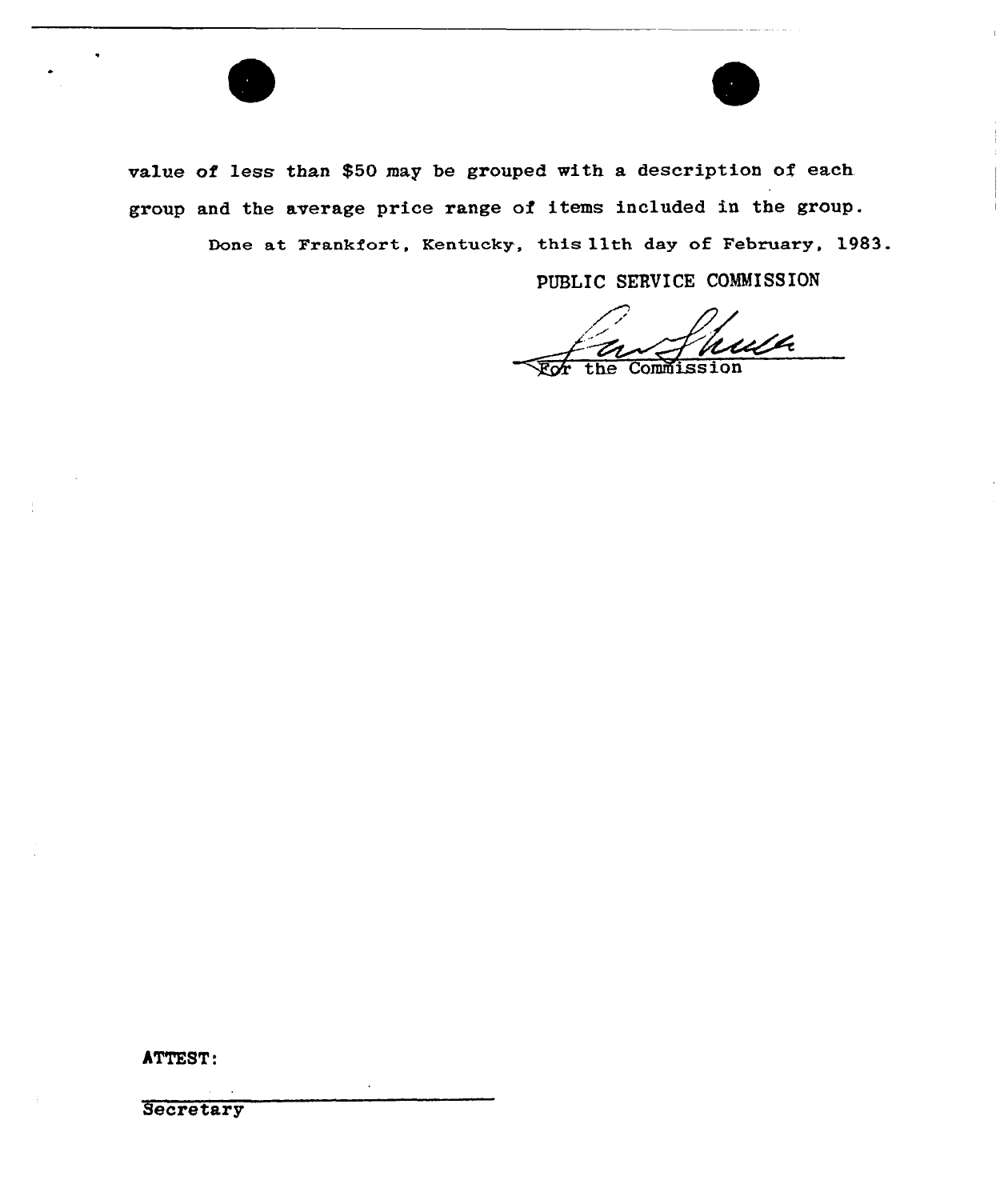value of less than $50 may be grouped with a description of each group and the average price range of items included in the group.

Done at Frankfort, Kentucky, this 11th day of February, 1983.

PUBLIC SERVICE COMMISSION

For the Commission

ATTEST:

Secretary